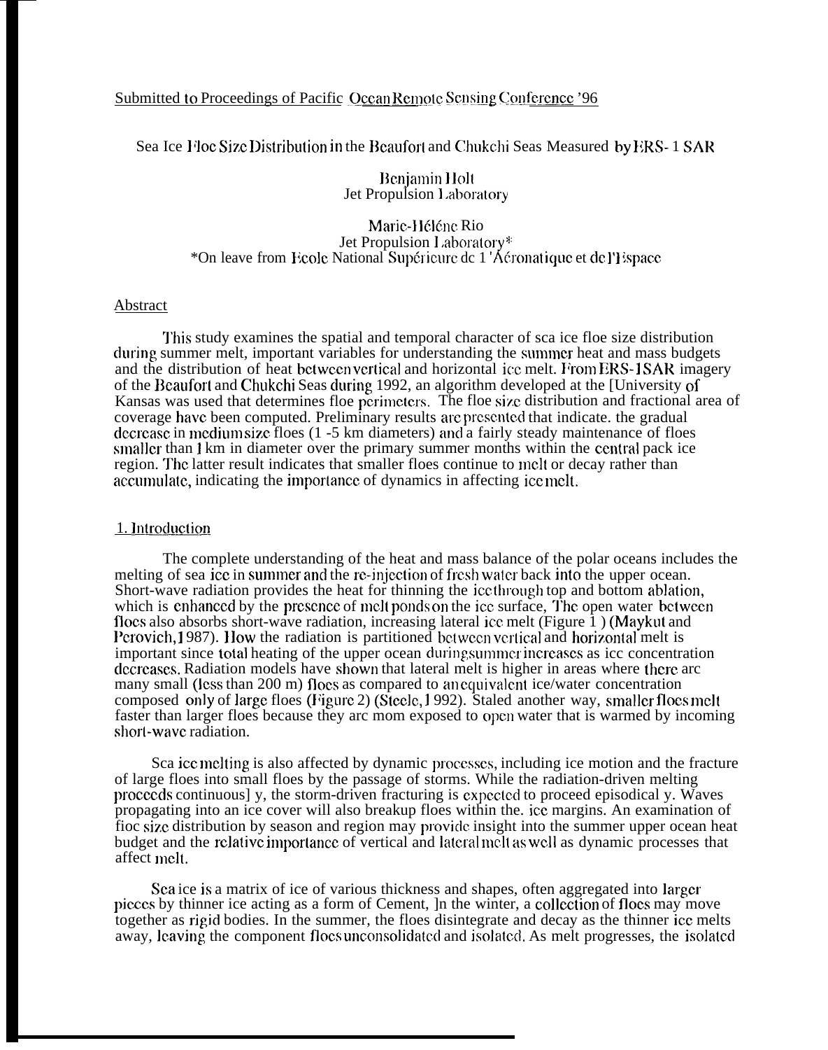Submitted to Proceedings of Pacific Ocean Remote Sensing Conference '96

# Sea Ice Floe Size Distribution in the Beaufort and Chukchi Seas Measured by ERS-1 SAR

Benjamin Holt
Jet Propulsion Laboratory

Marie-Hélène Rio
Jet Propulsion Laboratory*
*On leave from Ecole National Supérieure de l'Aéronatique et de l'Espace

## Abstract

This study examines the spatial and temporal character of sea ice floe size distribution during summer melt, important variables for understanding the summer heat and mass budgets and the distribution of heat between vertical and horizontal ice melt. From ERS-1 SAR imagery of the Beaufort and Chukchi Seas during 1992, an algorithm developed at the University of Kansas was used that determines floe perimeters. The floe size distribution and fractional area of coverage have been computed. Preliminary results are presented that indicate the gradual decrease in medium size floes (1 -5 km diameters) and a fairly steady maintenance of floes smaller than 1 km in diameter over the primary summer months within the central pack ice region. The latter result indicates that smaller floes continue to melt or decay rather than accumulate, indicating the importance of dynamics in affecting ice melt.

## 1. Introduction

The complete understanding of the heat and mass balance of the polar oceans includes the melting of sea ice in summer and the re-injection of fresh water back into the upper ocean. Short-wave radiation provides the heat for thinning the ice through top and bottom ablation, which is enhanced by the presence of melt ponds on the ice surface. The open water between floes also absorbs short-wave radiation, increasing lateral ice melt (Figure 1) (Maykut and Perovich, 1987). How the radiation is partitioned between vertical and horizontal melt is important since total heating of the upper ocean during summer increases as ice concentration decreases. Radiation models have shown that lateral melt is higher in areas where there are many small (less than 200 m) floes as compared to an equivalent ice/water concentration composed only of large floes (Figure 2) (Steele, 1992). Stated another way, smaller floes melt faster than larger floes because they are more exposed to open water that is warmed by incoming short-wave radiation.

Sea ice melting is also affected by dynamic processes, including ice motion and the fracture of large floes into small floes by the passage of storms. While the radiation-driven melting proceeds continuously, the storm-driven fracturing is expected to proceed episodically. Waves propagating into an ice cover will also breakup floes within the ice margins. An examination of floe size distribution by season and region may provide insight into the summer upper ocean heat budget and the relative importance of vertical and lateral melt as well as dynamic processes that affect melt.

Sea ice is a matrix of ice of various thickness and shapes, often aggregated into larger pieces by thinner ice acting as a form of cement. In the winter, a collection of floes may move together as rigid bodies. In the summer, the floes disintegrate and decay as the thinner ice melts away, leaving the component floes unconsolidated and isolated. As melt progresses, the isolated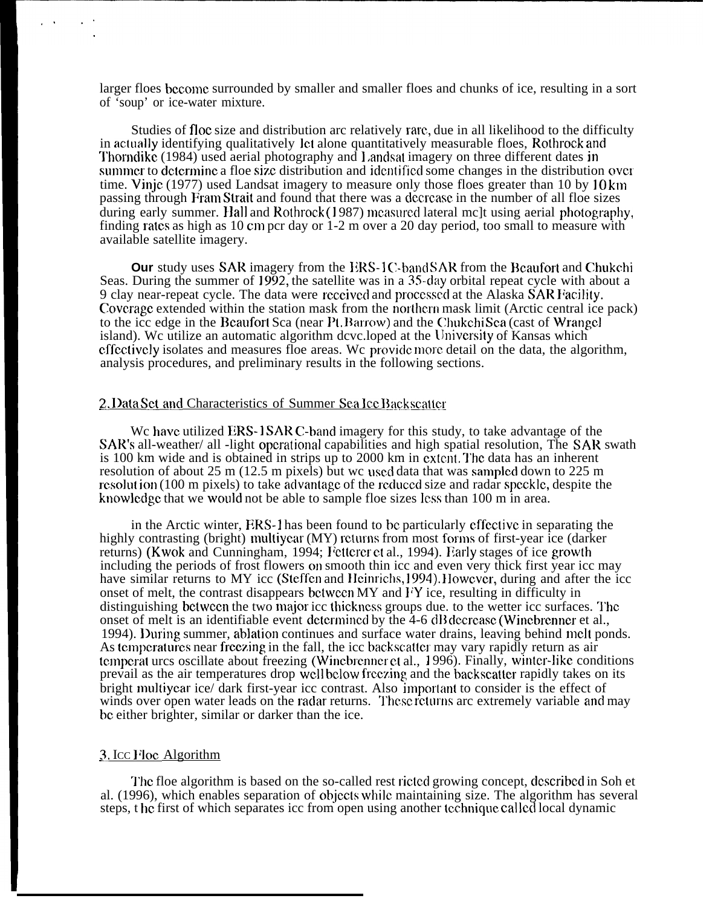larger floes become surrounded by smaller and smaller floes and chunks of ice, resulting in a sort of 'soup' or ice-water mixture.

Studies of floe size and distribution are relatively rare, due in all likelihood to the difficulty in actually identifying qualitatively let alone quantitatively measurable floes, Rothrock and Thorndike (1984) used aerial photography and Landsat imagery on three different dates in summer to determine a floe size distribution and identified some changes in the distribution over time. Vinje (1977) used Landsat imagery to measure only those floes greater than 10 by 10 km passing through Fram Strait and found that there was a decrease in the number of all floe sizes during early summer. Hall and Rothrock (1987) measured lateral melt using aerial photography, finding rates as high as 10 cm per day or 1-2 m over a 20 day period, too small to measure with available satellite imagery.

**Our** study uses SAR imagery from the ERS-1 C-band SAR from the Beaufort and Chukchi Seas. During the summer of 1992, the satellite was in a 35-day orbital repeat cycle with about a 9 day near-repeat cycle. The data were received and processed at the Alaska SAR Facility. Coverage extended within the station mask from the northern mask limit (Arctic central ice pack) to the ice edge in the Beaufort Sea (near Pt. Barrow) and the Chukchi Sea (east of Wrangel island). We utilize an automatic algorithm developed at the University of Kansas which effectively isolates and measures floe areas. We provide more detail on the data, the algorithm, analysis procedures, and preliminary results in the following sections.

## 2. Data Set and Characteristics of Summer Sea Ice Backscatter

We have utilized ERS-1 SAR C-band imagery for this study, to take advantage of the SAR's all-weather/ all -light operational capabilities and high spatial resolution, The SAR swath is 100 km wide and is obtained in strips up to 2000 km in extent. The data has an inherent resolution of about 25 m (12.5 m pixels) but we used data that was sampled down to 225 m resolution (100 m pixels) to take advantage of the reduced size and radar speckle, despite the knowledge that we would not be able to sample floe sizes less than 100 m in area.

in the Arctic winter, ERS-1 has been found to be particularly effective in separating the highly contrasting (bright) multiyear (MY) returns from most forms of first-year ice (darker returns) (Kwok and Cunningham, 1994; Fetterer et al., 1994). Early stages of ice growth including the periods of frost flowers on smooth thin ice and even very thick first year ice may have similar returns to MY ice (Steffen and Heinrichs, 1994). However, during and after the ice onset of melt, the contrast disappears between MY and FY ice, resulting in difficulty in distinguishing between the two major ice thickness groups due. to the wetter ice surfaces. The onset of melt is an identifiable event determined by the 4-6 dB decrease (Winebrenner et al., 1994). During summer, ablation continues and surface water drains, leaving behind melt ponds. As temperatures near freezing in the fall, the ice backscatter may vary rapidly return as air temperatures oscillate about freezing (Winebrenner et al., 1996). Finally, winter-like conditions prevail as the air temperatures drop well below freezing and the backscatter rapidly takes on its bright multiyear ice/ dark first-year ice contrast. Also important to consider is the effect of winds over open water leads on the radar returns. These returns are extremely variable and may be either brighter, similar or darker than the ice.

## 3. Ice Floe Algorithm

The floe algorithm is based on the so-called restricted growing concept, described in Soh et al. (1996), which enables separation of objects while maintaining size. The algorithm has several steps, the first of which separates ice from open using another technique called local dynamic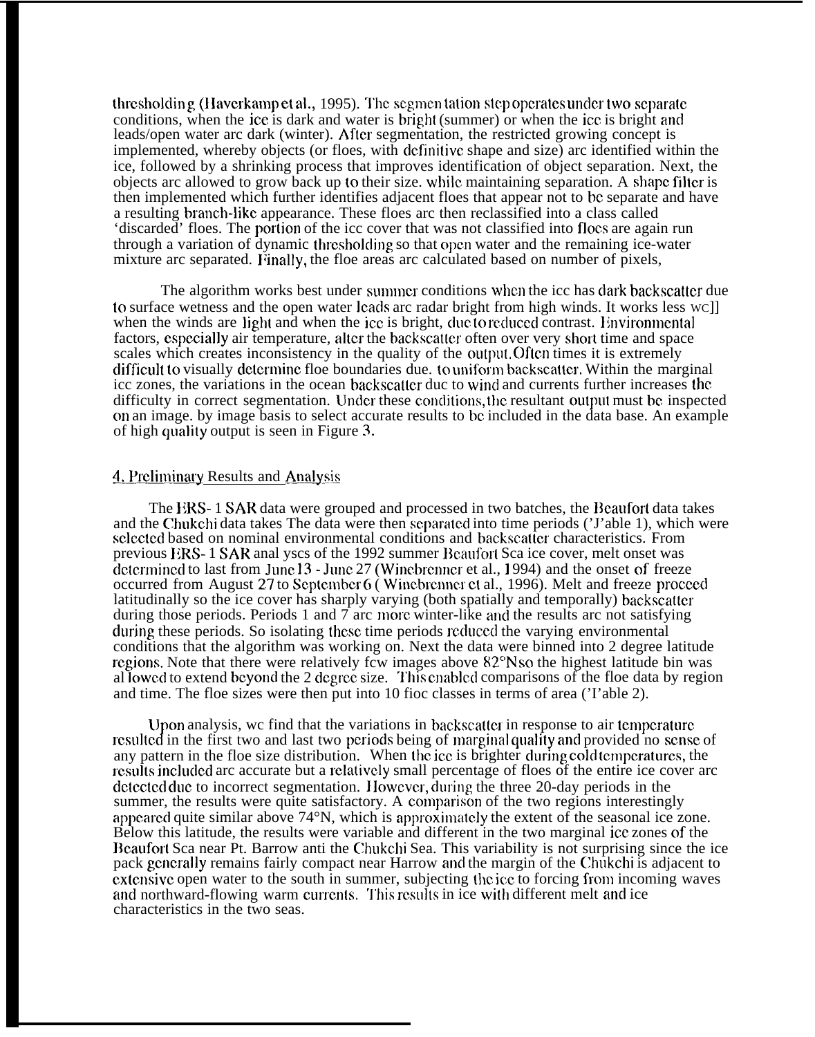thresholding (Haverkamp et al., 1995). The segmentation step operates under two separate conditions, when the ice is dark and water is bright (summer) or when the ice is bright and leads/open water are dark (winter). After segmentation, the restricted growing concept is implemented, whereby objects (or floes, with definitive shape and size) are identified within the ice, followed by a shrinking process that improves identification of object separation. Next, the objects are allowed to grow back up to their size. while maintaining separation. A shape filter is then implemented which further identifies adjacent floes that appear not to be separate and have a resulting branch-like appearance. These floes are then reclassified into a class called 'discarded' floes. The portion of the ice cover that was not classified into floes are again run through a variation of dynamic thresholding so that open water and the remaining ice-water mixture are separated. Finally, the floe areas are calculated based on number of pixels,

The algorithm works best under summer conditions when the ice has dark backscatter due to surface wetness and the open water leads are radar bright from high winds. It works less well when the winds are light and when the ice is bright, due to reduced contrast. Environmental factors, especially air temperature, alter the backscatter often over very short time and space scales which creates inconsistency in the quality of the output. Often times it is extremely difficult to visually determine floe boundaries due. to uniform backscatter. Within the marginal ice zones, the variations in the ocean backscatter due to wind and currents further increases the difficulty in correct segmentation. Under these conditions, the resultant output must be inspected on an image. by image basis to select accurate results to be included in the data base. An example of high quality output is seen in Figure 3.

## 4. Preliminary Results and Analysis

The ERS- 1 SAR data were grouped and processed in two batches, the Beaufort data takes and the Chukchi data takes The data were then separated into time periods ('Table 1), which were selected based on nominal environmental conditions and backscatter characteristics. From previous ERS- 1 SAR analyses of the 1992 summer Beaufort Sea ice cover, melt onset was determined to last from June 13 - June 27 (Winebrenner et al., 1994) and the onset of freeze occurred from August 27 to September 6 ( Winebrenner et al., 1996). Melt and freeze proceed latitudinally so the ice cover has sharply varying (both spatially and temporally) backscatter during those periods. Periods 1 and 7 are more winter-like and the results are not satisfying during these periods. So isolating these time periods reduced the varying environmental conditions that the algorithm was working on. Next the data were binned into 2 degree latitude regions. Note that there were relatively few images above 82°N so the highest latitude bin was allowed to extend beyond the 2 degree size. This enabled comparisons of the floe data by region and time. The floe sizes were then put into 10 floe classes in terms of area ('Table 2).

Upon analysis, we find that the variations in backscatter in response to air temperature resulted in the first two and last two periods being of marginal quality and provided no sense of any pattern in the floe size distribution. When the ice is brighter during cold temperatures, the results included are accurate but a relatively small percentage of floes of the entire ice cover are detected due to incorrect segmentation. However, during the three 20-day periods in the summer, the results were quite satisfactory. A comparison of the two regions interestingly appeared quite similar above 74°N, which is approximately the extent of the seasonal ice zone. Below this latitude, the results were variable and different in the two marginal ice zones of the Beaufort Sea near Pt. Barrow and the Chukchi Sea. This variability is not surprising since the ice pack generally remains fairly compact near Barrow and the margin of the Chukchi is adjacent to extensive open water to the south in summer, subjecting the ice to forcing from incoming waves and northward-flowing warm currents. This results in ice with different melt and ice characteristics in the two seas.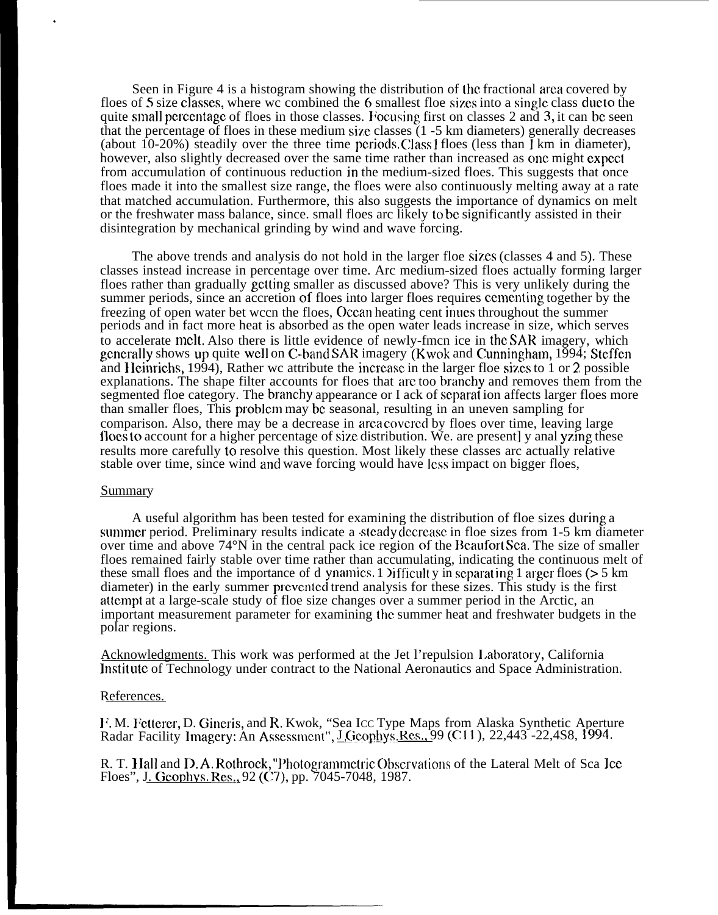Seen in Figure 4 is a histogram showing the distribution of the fractional area covered by floes of 5 size classes, where we combined the 6 smallest floe sizes into a single class due to the quite small percentage of floes in those classes. Focusing first on classes 2 and 3, it can be seen that the percentage of floes in these medium size classes (1 -5 km diameters) generally decreases (about 10-20%) steadily over the three time periods. Class 1 floes (less than 1 km in diameter), however, also slightly decreased over the same time rather than increased as one might expect from accumulation of continuous reduction in the medium-sized floes. This suggests that once floes made it into the smallest size range, the floes were also continuously melting away at a rate that matched accumulation. Furthermore, this also suggests the importance of dynamics on melt or the freshwater mass balance, since. small floes are likely to be significantly assisted in their disintegration by mechanical grinding by wind and wave forcing.

The above trends and analysis do not hold in the larger floe sizes (classes 4 and 5). These classes instead increase in percentage over time. Are medium-sized floes actually forming larger floes rather than gradually getting smaller as discussed above? This is very unlikely during the summer periods, since an accretion of floes into larger floes requires cementing together by the freezing of open water between the floes, Ocean heating continues throughout the summer periods and in fact more heat is absorbed as the open water leads increase in size, which serves to accelerate melt. Also there is little evidence of newly-frozen ice in the SAR imagery, which generally shows up quite well on C-band SAR imagery (Kwok and Cunningham, 1994; Steffen and Heinrichs, 1994), Rather we attribute the increase in the larger floe sizes to 1 or 2 possible explanations. The shape filter accounts for floes that are too branchy and removes them from the segmented floe category. The branchy appearance or lack of separation affects larger floes more than smaller floes, This problem may be seasonal, resulting in an uneven sampling for comparison. Also, there may be a decrease in area covered by floes over time, leaving large floes to account for a higher percentage of size distribution. We. are presently analyzing these results more carefully to resolve this question. Most likely these classes are actually relative stable over time, since wind and wave forcing would have less impact on bigger floes,

## Summary

A useful algorithm has been tested for examining the distribution of floe sizes during a summer period. Preliminary results indicate a steady decrease in floe sizes from 1-5 km diameter over time and above 74°N in the central pack ice region of the Beaufort Sea. The size of smaller floes remained fairly stable over time rather than accumulating, indicating the continuous melt of these small floes and the importance of dynamics. Difficulty in separating larger floes (> 5 km diameter) in the early summer prevented trend analysis for these sizes. This study is the first attempt at a large-scale study of floe size changes over a summer period in the Arctic, an important measurement parameter for examining the summer heat and freshwater budgets in the polar regions.

Acknowledgments. This work was performed at the Jet Propulsion Laboratory, California Institute of Technology under contract to the National Aeronautics and Space Administration.

## References.

F. M. Fetterer, D. Gineris, and R. Kwok, "Sea Ice Type Maps from Alaska Synthetic Aperture Radar Facility Imagery: An Assessment", J. Geophys. Res., 99 (C11), 22,443 -22,458, 1994.

R. T. Hall and D. A. Rothrock, "Photogrammetric Observations of the Lateral Melt of Sea Ice Floes", J. Geophys. Res., 92 (C7), pp. 7045-7048, 1987.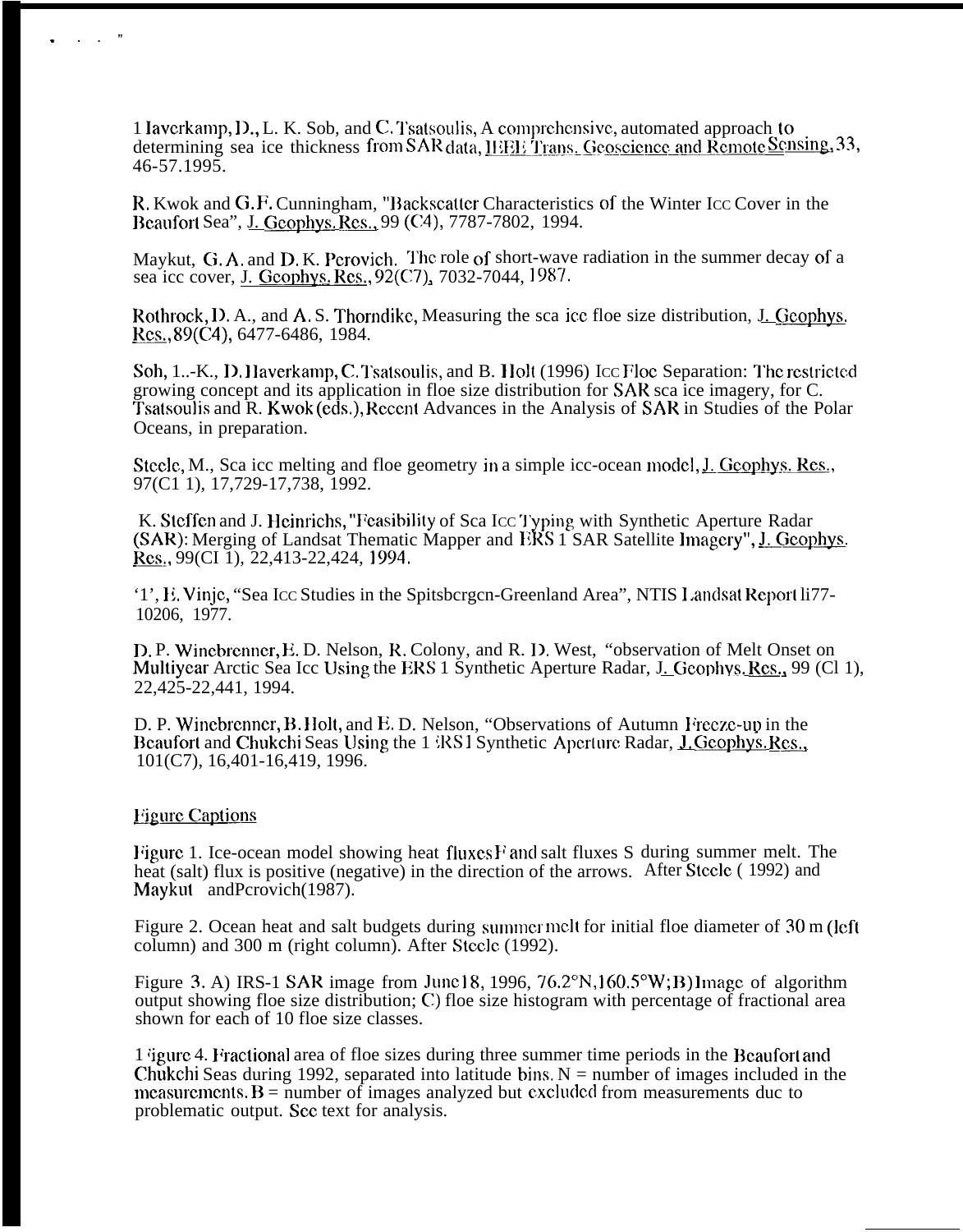1 Iaverkamp, D., L. K. Sob, and C. Tsatsoulis, A comprehensive, automated approach to determining sea ice thickness from SAR data, IEEE Trans. Geoscience and Remote Sensing, 33, 46-57.1995.

R. Kwok and G.F. Cunningham, "Backscatter Characteristics of the Winter Icc Cover in the Beaufort Sea", J. Geophys. Res., 99 (C4), 7787-7802, 1994.

Maykut, G. A. and D. K. Perovich. The role of short-wave radiation in the summer decay of a sea icc cover, J. Geophys. Res., 92(C7), 7032-7044, 1987.

Rothrock, D. A., and A. S. Thorndike, Measuring the sca icc floe size distribution, J. Geophys. Res., 89(C4), 6477-6486, 1984.

Soh, L.-K., D. Haverkamp, C. Tsatsoulis, and B. Holt (1996) Icc Floe Separation: The restricted growing concept and its application in floe size distribution for SAR sca ice imagery, for C. Tsatsoulis and R. Kwok (eds.), Recent Advances in the Analysis of SAR in Studies of the Polar Oceans, in preparation.

Steele, M., Sca icc melting and floe geometry in a simple icc-ocean model, J. Geophys. Res., 97(C1 1), 17,729-17,738, 1992.

K. Steffen and J. Heinrichs, "Feasibility of Sca Icc Typing with Synthetic Aperture Radar (SAR): Merging of Landsat Thematic Mapper and ERS 1 SAR Satellite Imagery", J. Geophys. Res., 99(CI 1), 22,413-22,424, 1994.

'1', E. Vinje, "Sea Icc Studies in the Spitsbergen-Greenland Area", NTIS Landsat Report li77-10206, 1977.

D. P. Winebrenner, E. D. Nelson, R. Colony, and R. D. West, "observation of Melt Onset on Multiyear Arctic Sea Icc Using the ERS 1 Synthetic Aperture Radar, J. Geophys. Res., 99 (Cl 1), 22,425-22,441, 1994.

D. P. Winebrenner, B. Holt, and E. D. Nelson, "Observations of Autumn Freeze-up in the Beaufort and Chukchi Seas Using the ERS 1 Synthetic Aperture Radar, J. Geophys. Res., 101(C7), 16,401-16,419, 1996.

## Figure Captions

Figure 1. Ice-ocean model showing heat fluxes F and salt fluxes S during summer melt. The heat (salt) flux is positive (negative) in the direction of the arrows. After Steele ( 1992) and Maykut andPcrovich(1987).

Figure 2. Ocean heat and salt budgets during summer melt for initial floe diameter of 30 m (left column) and 300 m (right column). After Steele (1992).

Figure 3. A) IRS-1 SAR image from June 18, 1996, 76.2°N,160.5°W; B) Image of algorithm output showing floe size distribution; C) floe size histogram with percentage of fractional area shown for each of 10 floe size classes.

Figure 4. Fractional area of floe sizes during three summer time periods in the Beaufort and Chukchi Seas during 1992, separated into latitude bins. N = number of images included in the measurements. B = number of images analyzed but excluded from measurements duc to problematic output. See text for analysis.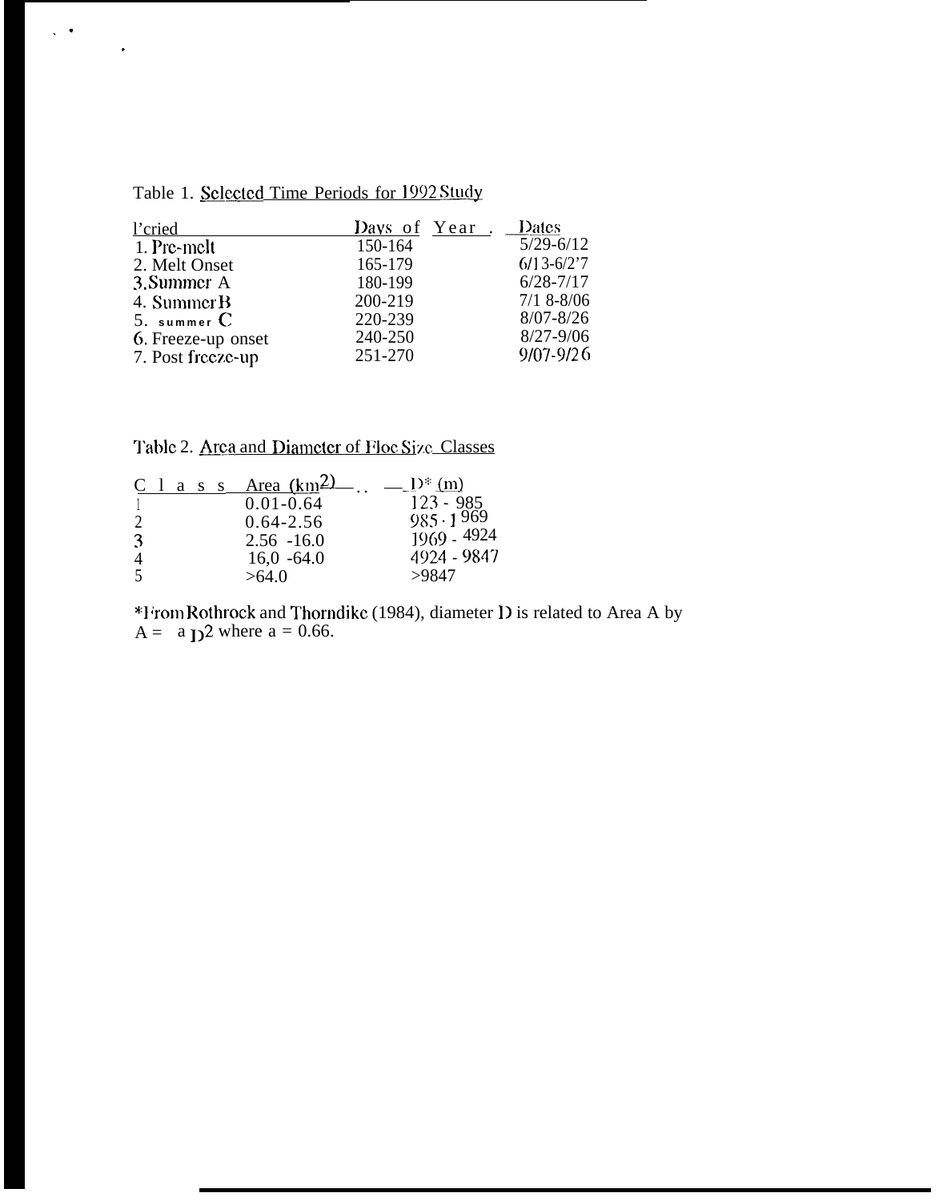Table 1. Selected Time Periods for 1992 Study

| Period | Days of Year | Dates |
|---|---|---|
| 1. Pre-melt | 150-164 | 5/29-6/12 |
| 2. Melt Onset | 165-179 | 6/13-6/27 |
| 3. Summer A | 180-199 | 6/28-7/17 |
| 4. Summer B | 200-219 | 7/18-8/06 |
| 5. summer C | 220-239 | 8/07-8/26 |
| 6. Freeze-up onset | 240-250 | 8/27-9/06 |
| 7. Post freeze-up | 251-270 | 9/07-9/26 |

Table 2. Area and Diameter of Floe Size Classes

| Class | Area ($km^2$) | D* (m) |
|---|---|---|
| 1 | 0.01-0.64 | 123 - 985 |
| 2 | 0.64-2.56 | 985 - 1969 |
| 3 | 2.56 -16.0 | 1969 - 4924 |
| 4 | 16,0 -64.0 | 4924 - 9847 |
| 5 | >64.0 | >9847 |

*From Rothrock and Thorndike (1984), diameter D is related to Area A by $A = a D^2$ where a = 0.66.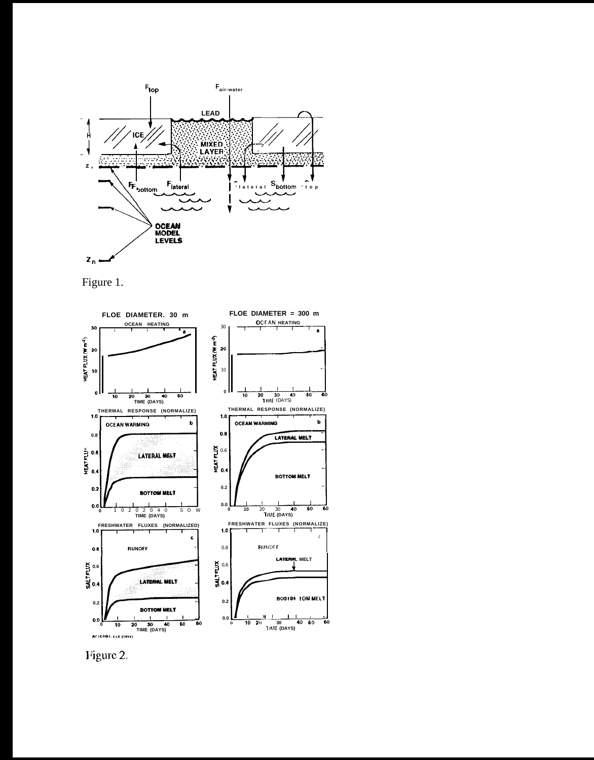Figure 1.

Figure 2.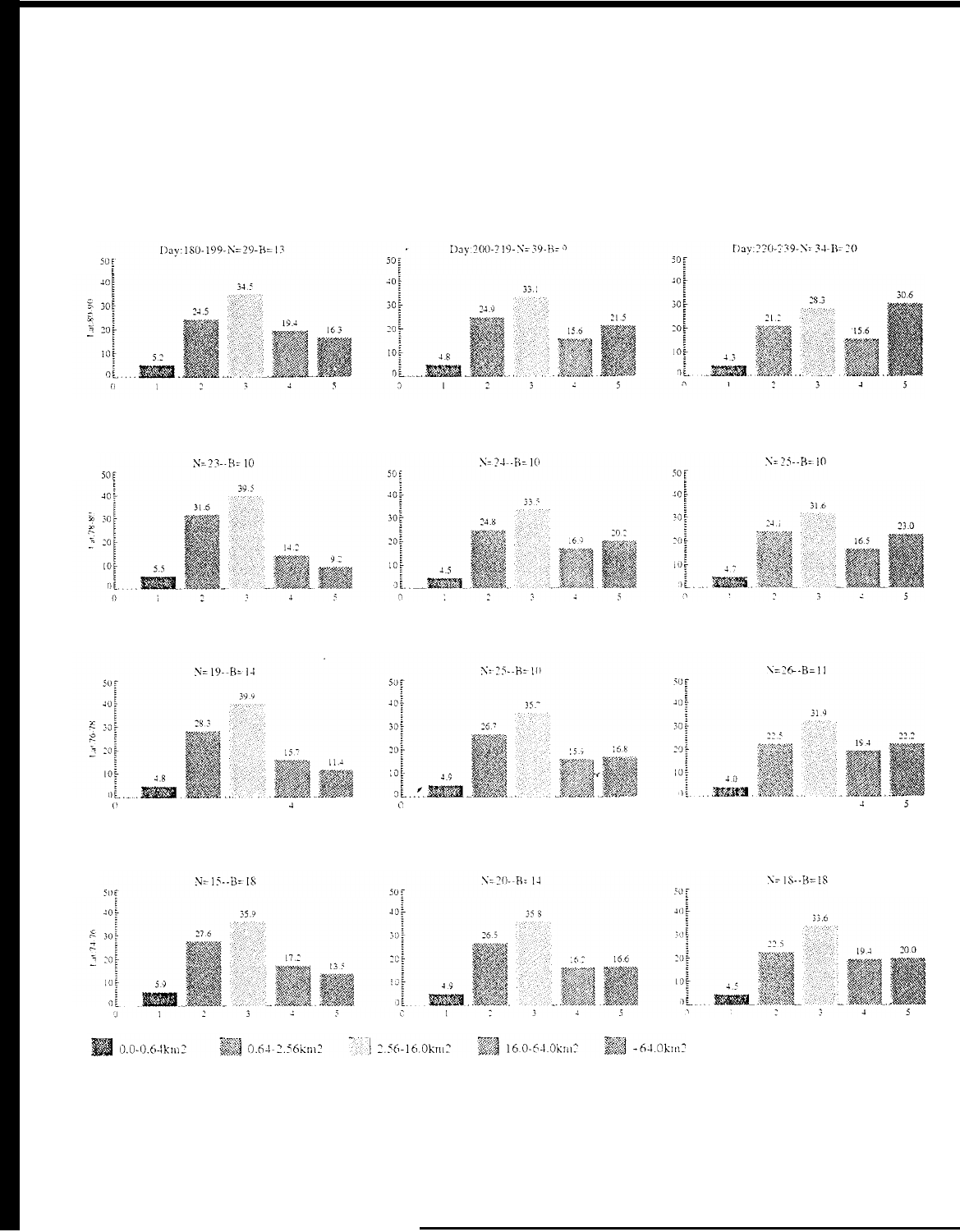| Latitude | Day:180-199 | Day:200-219 | Day:220-239 |
|---|---|---|---|
| Lat 80-90 | N=29-B=13 | N=39-B=9 | N=34-B=20 |
| | 1: 5.2, 2: 24.5, 3: 34.5, 4: 19.4, 5: 16.3 | 1: 4.8, 2: 24.9, 3: 33.1, 4: 15.6, 5: 21.5 | 1: 4.3, 2: 21.2, 3: 28.3, 4: 15.6, 5: 30.6 |
| Lat 78-80 | N=23--B=10 | N=24--B=10 | N=25--B=10 |
| | 1: 5.5, 2: 31.6, 3: 39.5, 4: 14.2, 5: 9.2 | 1: 4.5, 2: 24.8, 3: 33.5, 4: 16.9, 5: 20.2 | 1: 4.7, 2: 24.1, 3: 31.6, 4: 16.5, 5: 23.0 |
| Lat 76-78 | N=19--B=14 | N=25--B=10 | N=26--B=11 |
| | 1: 4.8, 2: 28.3, 3: 39.9, 4: 15.7, 5: 11.4 | 1: 4.9, 2: 26.7, 3: 35.7, 4: 15.9, 5: 16.8 | 1: 4.0, 2: 22.5, 3: 31.9, 4: 19.4, 5: 22.2 |
| Lat 74-76 | N=15--B=18 | N=20--B=14 | N=18--B=18 |
| | 1: 5.9, 2: 27.6, 3: 35.9, 4: 17.2, 5: 13.5 | 1: 4.9, 2: 26.5, 3: 35.8, 4: 16.2, 5: 16.6 | 1: 4.5, 2: 22.5, 3: 33.6, 4: 19.4, 5: 20.0 |

Legend: 1 = 0.0-0.64km2; 2 = 0.64-2.56km2; 3 = 2.56-16.0km2; 4 = 16.0-64.0km2; 5 = >64.0km2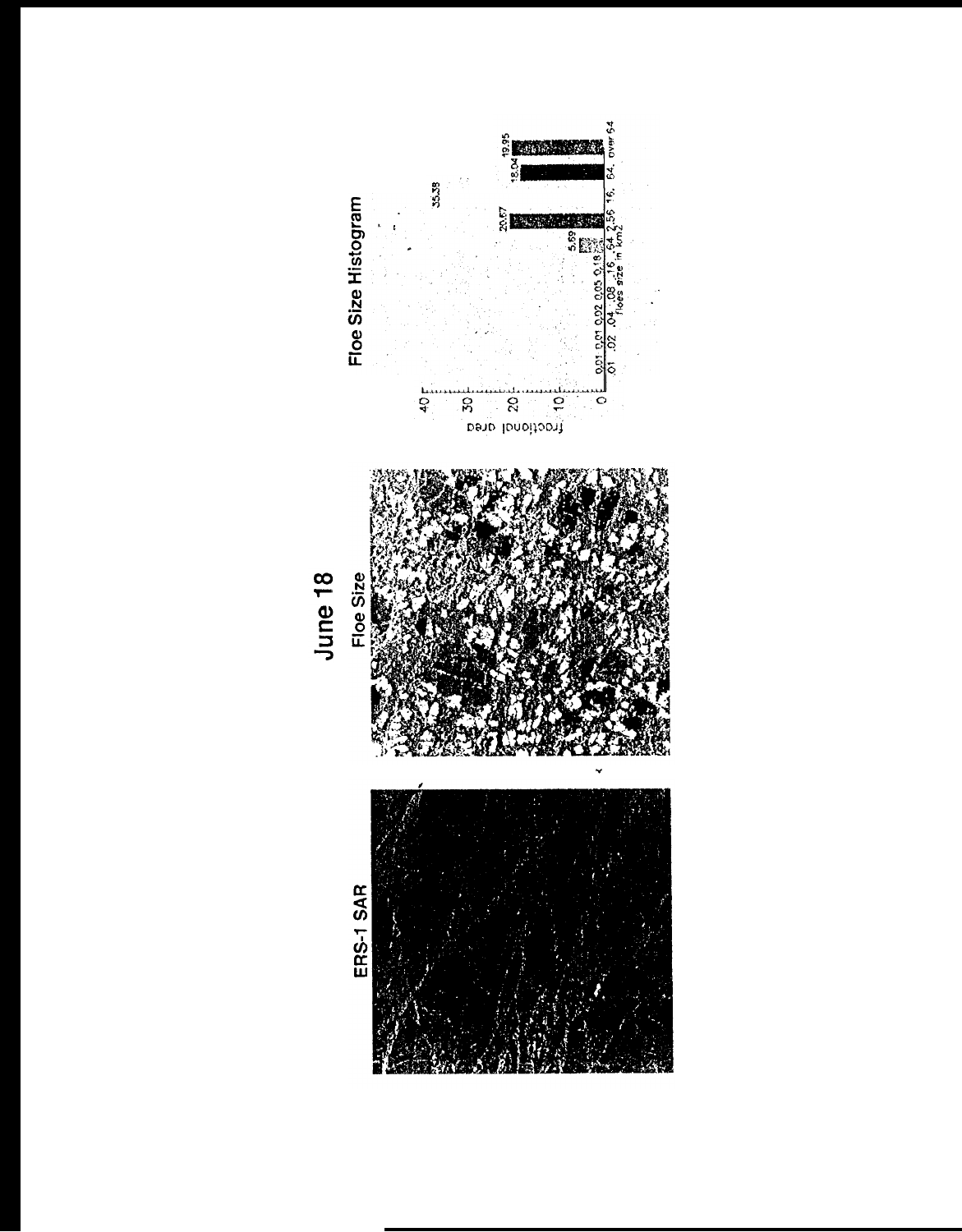# June 18

ERS-1 SAR

Floe Size

Floe Size Histogram

fractional area

40
30
20
10
0

35.38
20.67
5.69
18.04
19.95

0.01 0.01 0.02 0.05 0.18
.01 .02 .04 .08 .16 .64 2.56 16. 64. over 64
floes size in km2